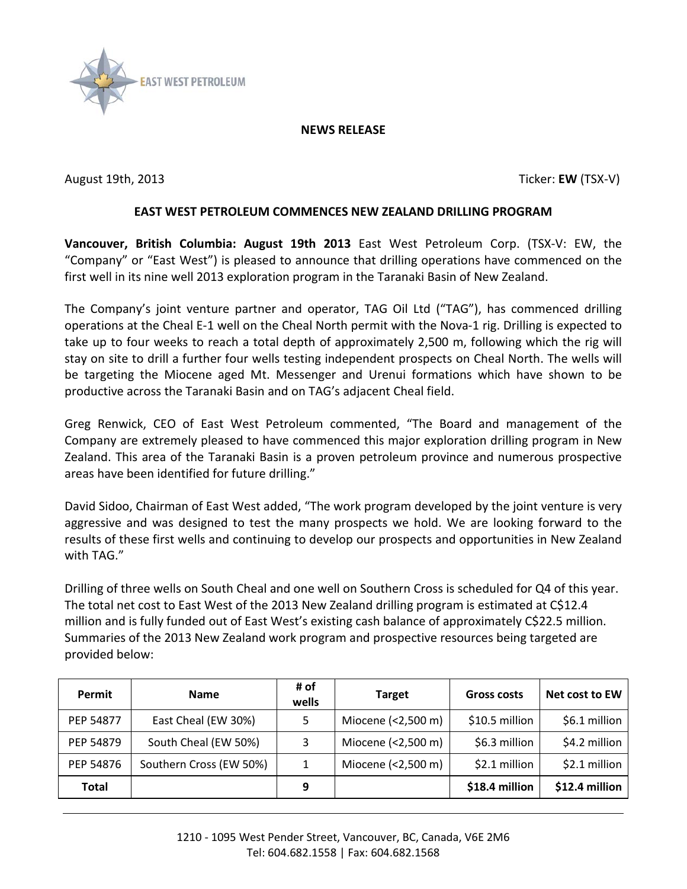**NEWS RELEASE**

August 19th, 2013 Ticker: **EW** (TSX-V)

## EAST WEST PETROLEUM COMMENCES NEW ZEALAND DRILLING PROGRAM

**Vancouver, British Columbia: August 19th 2013** East West Petroleum Corp. (TSX-V: EW, the "Company" or "East West") is pleased to announce that drilling operations have commenced on the first well in its nine well 2013 exploration program in the Taranaki Basin of New Zealand.

The Company's joint venture partner and operator, TAG Oil Ltd ("TAG"), has commenced drilling operations at the Cheal E-1 well on the Cheal North permit with the Nova-1 rig. Drilling is expected to take up to four weeks to reach a total depth of approximately 2,500 m, following which the rig will stay on site to drill a further four wells testing independent prospects on Cheal North. The wells will be targeting the Miocene aged Mt. Messenger and Urenui formations which have shown to be productive across the Taranaki Basin and on TAG's adjacent Cheal field.

Greg Renwick, CEO of East West Petroleum commented, "The Board and management of the Company are extremely pleased to have commenced this major exploration drilling program in New Zealand. This area of the Taranaki Basin is a proven petroleum province and numerous prospective areas have been identified for future drilling."

David Sidoo, Chairman of East West added, "The work program developed by the joint venture is very aggressive and was designed to test the many prospects we hold. We are looking forward to the results of these first wells and continuing to develop our prospects and opportunities in New Zealand with TAG."

Drilling of three wells on South Cheal and one well on Southern Cross is scheduled for Q4 of this year. The total net cost to East West of the 2013 New Zealand drilling program is estimated at C$12.4 million and is fully funded out of East West's existing cash balance of approximately C$22.5 million. Summaries of the 2013 New Zealand work program and prospective resources being targeted are provided below:

| Permit | Name | # of wells | Target | Gross costs | Net cost to EW |
|---|---|---|---|---|---|
| PEP 54877 | East Cheal (EW 30%) | 5 | Miocene (<2,500 m) | $10.5 million | $6.1 million |
| PEP 54879 | South Cheal (EW 50%) | 3 | Miocene (<2,500 m) | $6.3 million | $4.2 million |
| PEP 54876 | Southern Cross (EW 50%) | 1 | Miocene (<2,500 m) | $2.1 million | $2.1 million |
| **Total** | | **9** | | **$18.4 million** | **$12.4 million** |

1210 - 1095 West Pender Street, Vancouver, BC, Canada, V6E 2M6
Tel: 604.682.1558 | Fax: 604.682.1568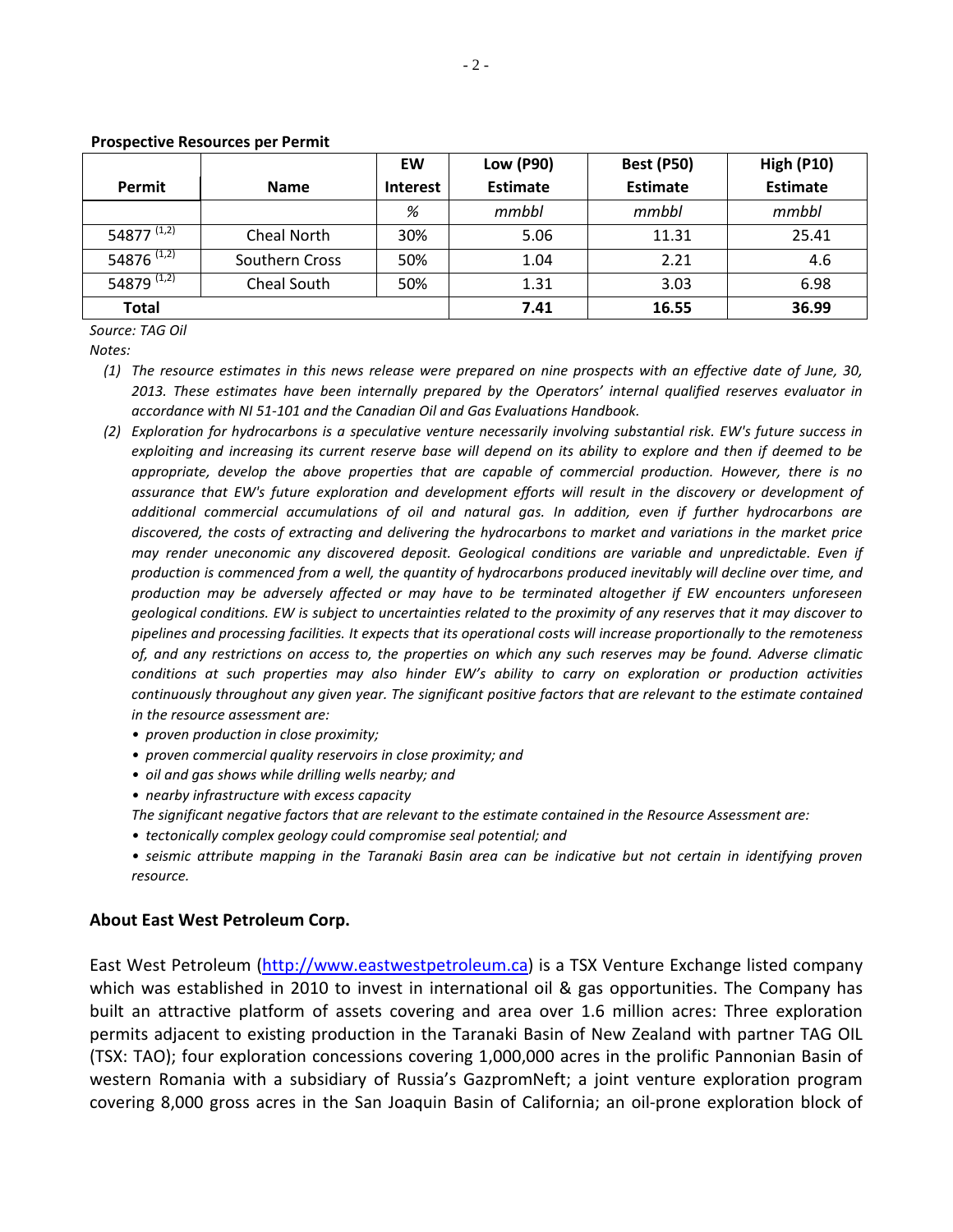**Prospective Resources per Permit**

| Permit | Name | EW Interest | Low (P90) Estimate | Best (P50) Estimate | High (P10) Estimate |
|---|---|---|---|---|---|
| | | *%* | *mmbbl* | *mmbbl* | *mmbbl* |
| 54877 [1,2] | Cheal North | 30% | 5.06 | 11.31 | 25.41 |
| 54876 [1,2] | Southern Cross | 50% | 1.04 | 2.21 | 4.6 |
| 54879 [1,2] | Cheal South | 50% | 1.31 | 3.03 | 6.98 |
| **Total** | | | **7.41** | **16.55** | **36.99** |

*Source: TAG Oil*

*Notes:*

1. *The resource estimates in this news release were prepared on nine prospects with an effective date of June, 30, 2013. These estimates have been internally prepared by the Operators' internal qualified reserves evaluator in accordance with NI 51-101 and the Canadian Oil and Gas Evaluations Handbook.*
2. *Exploration for hydrocarbons is a speculative venture necessarily involving substantial risk. EW's future success in exploiting and increasing its current reserve base will depend on its ability to explore and then if deemed to be appropriate, develop the above properties that are capable of commercial production. However, there is no assurance that EW's future exploration and development efforts will result in the discovery or development of additional commercial accumulations of oil and natural gas. In addition, even if further hydrocarbons are discovered, the costs of extracting and delivering the hydrocarbons to market and variations in the market price may render uneconomic any discovered deposit. Geological conditions are variable and unpredictable. Even if production is commenced from a well, the quantity of hydrocarbons produced inevitably will decline over time, and production may be adversely affected or may have to be terminated altogether if EW encounters unforeseen geological conditions. EW is subject to uncertainties related to the proximity of any reserves that it may discover to pipelines and processing facilities. It expects that its operational costs will increase proportionally to the remoteness of, and any restrictions on access to, the properties on which any such reserves may be found. Adverse climatic conditions at such properties may also hinder EW's ability to carry on exploration or production activities continuously throughout any given year. The significant positive factors that are relevant to the estimate contained in the resource assessment are:*
   - *proven production in close proximity;*
   - *proven commercial quality reservoirs in close proximity; and*
   - *oil and gas shows while drilling wells nearby; and*
   - *nearby infrastructure with excess capacity*

   *The significant negative factors that are relevant to the estimate contained in the Resource Assessment are:*
   - *tectonically complex geology could compromise seal potential; and*
   - *seismic attribute mapping in the Taranaki Basin area can be indicative but not certain in identifying proven resource.*

## About East West Petroleum Corp.

East West Petroleum (http://www.eastwestpetroleum.ca) is a TSX Venture Exchange listed company which was established in 2010 to invest in international oil & gas opportunities. The Company has built an attractive platform of assets covering and area over 1.6 million acres: Three exploration permits adjacent to existing production in the Taranaki Basin of New Zealand with partner TAG OIL (TSX: TAO); four exploration concessions covering 1,000,000 acres in the prolific Pannonian Basin of western Romania with a subsidiary of Russia's GazpromNeft; a joint venture exploration program covering 8,000 gross acres in the San Joaquin Basin of California; an oil-prone exploration block of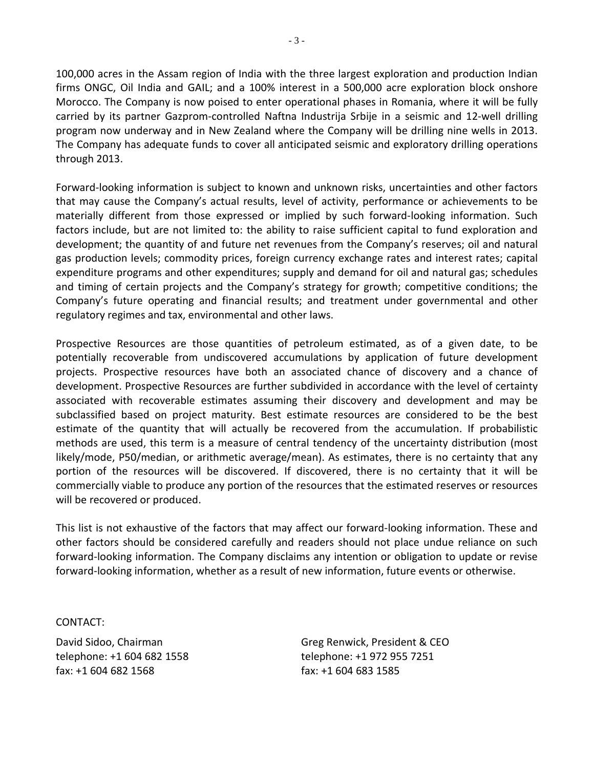100,000 acres in the Assam region of India with the three largest exploration and production Indian firms ONGC, Oil India and GAIL; and a 100% interest in a 500,000 acre exploration block onshore Morocco. The Company is now poised to enter operational phases in Romania, where it will be fully carried by its partner Gazprom-controlled Naftna Industrija Srbije in a seismic and 12-well drilling program now underway and in New Zealand where the Company will be drilling nine wells in 2013. The Company has adequate funds to cover all anticipated seismic and exploratory drilling operations through 2013.

Forward-looking information is subject to known and unknown risks, uncertainties and other factors that may cause the Company's actual results, level of activity, performance or achievements to be materially different from those expressed or implied by such forward-looking information. Such factors include, but are not limited to: the ability to raise sufficient capital to fund exploration and development; the quantity of and future net revenues from the Company's reserves; oil and natural gas production levels; commodity prices, foreign currency exchange rates and interest rates; capital expenditure programs and other expenditures; supply and demand for oil and natural gas; schedules and timing of certain projects and the Company's strategy for growth; competitive conditions; the Company's future operating and financial results; and treatment under governmental and other regulatory regimes and tax, environmental and other laws.

Prospective Resources are those quantities of petroleum estimated, as of a given date, to be potentially recoverable from undiscovered accumulations by application of future development projects. Prospective resources have both an associated chance of discovery and a chance of development. Prospective Resources are further subdivided in accordance with the level of certainty associated with recoverable estimates assuming their discovery and development and may be subclassified based on project maturity. Best estimate resources are considered to be the best estimate of the quantity that will actually be recovered from the accumulation. If probabilistic methods are used, this term is a measure of central tendency of the uncertainty distribution (most likely/mode, P50/median, or arithmetic average/mean). As estimates, there is no certainty that any portion of the resources will be discovered. If discovered, there is no certainty that it will be commercially viable to produce any portion of the resources that the estimated reserves or resources will be recovered or produced.

This list is not exhaustive of the factors that may affect our forward-looking information. These and other factors should be considered carefully and readers should not place undue reliance on such forward-looking information. The Company disclaims any intention or obligation to update or revise forward-looking information, whether as a result of new information, future events or otherwise.

CONTACT:

David Sidoo, Chairman
telephone: +1 604 682 1558
fax: +1 604 682 1568

Greg Renwick, President & CEO
telephone: +1 972 955 7251
fax: +1 604 683 1585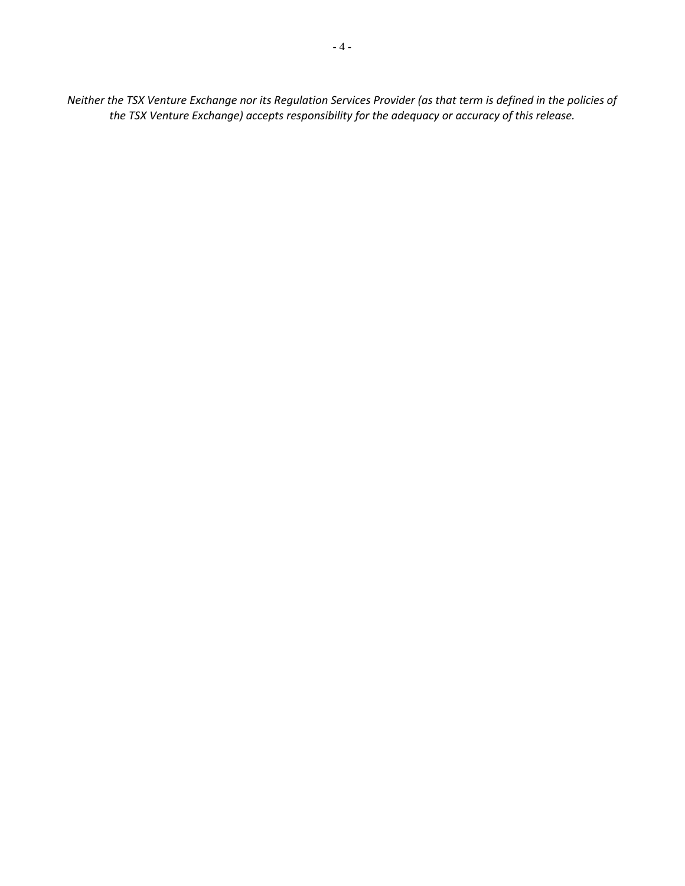*Neither the TSX Venture Exchange nor its Regulation Services Provider (as that term is defined in the policies of the TSX Venture Exchange) accepts responsibility for the adequacy or accuracy of this release.*